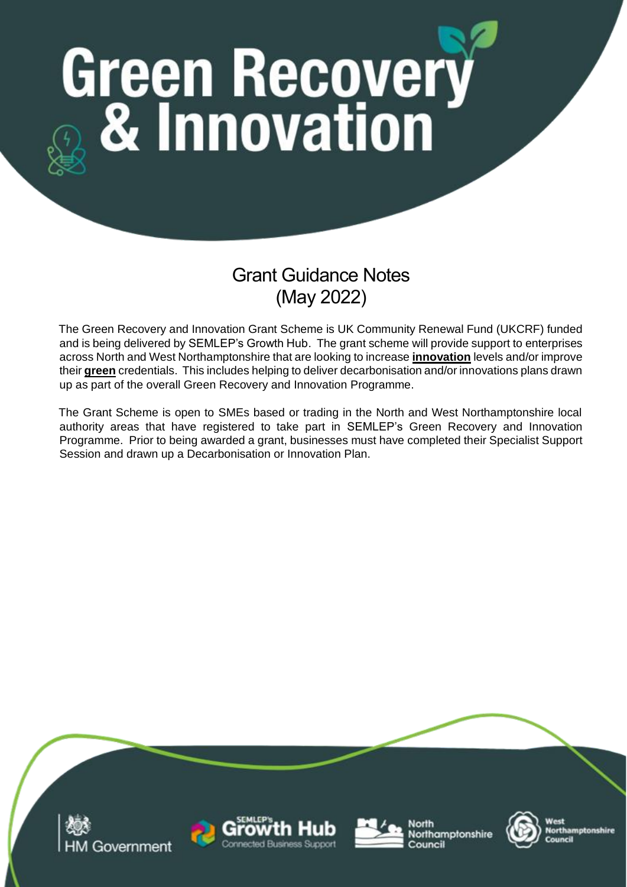# Green Recovery & Innovation

## Grant Guidance Notes (May 2022)

The Green Recovery and Innovation Grant Scheme is UK Community Renewal Fund (UKCRF) funded and is being delivered by SEMLEP's Growth Hub. The grant scheme will provide support to enterprises across North and West Northamptonshire that are looking to increase **innovation** levels and/or improve their **green** credentials. This includes helping to deliver decarbonisation and/or innovations plans drawn up as part of the overall Green Recovery and Innovation Programme.

The Grant Scheme is open to SMEs based or trading in the North and West Northamptonshire local authority areas that have registered to take part in SEMLEP's Green Recovery and Innovation Programme. Prior to being awarded a grant, businesses must have completed their Specialist Support Session and drawn up a Decarbonisation or Innovation Plan.

HM Government | SEMLEP's Growth Hub Connected Business Support | North Northamptonshire Council | West Northamptonshire Council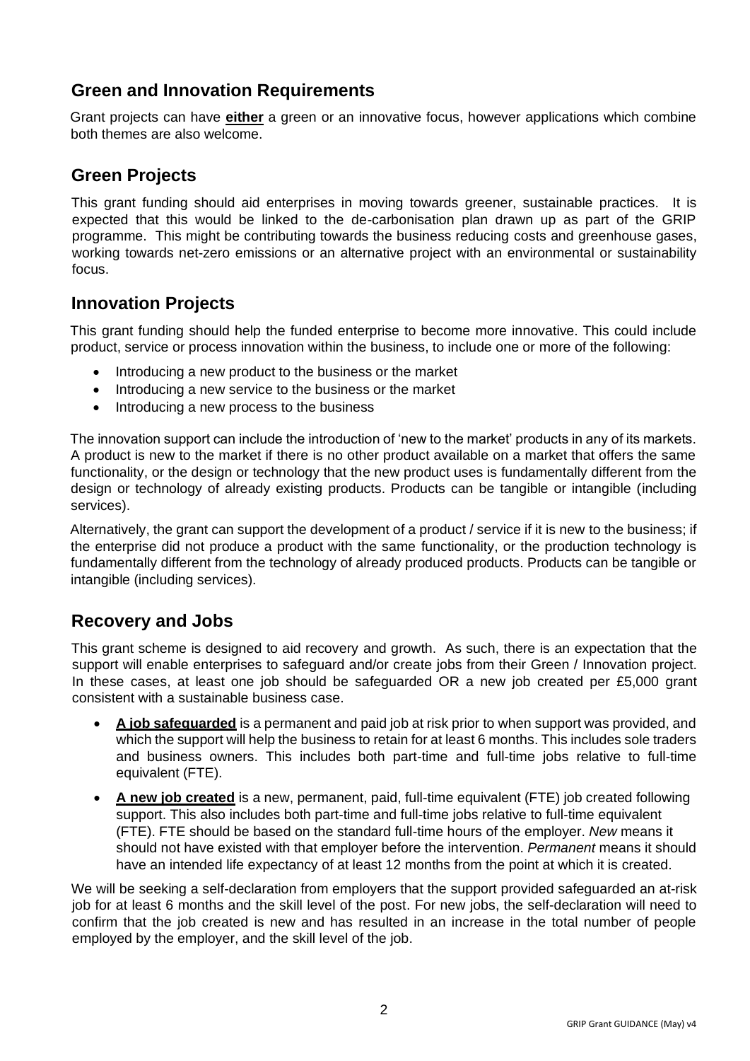## Green and Innovation Requirements

Grant projects can have **either** a green or an innovative focus, however applications which combine both themes are also welcome.

## Green Projects

This grant funding should aid enterprises in moving towards greener, sustainable practices. It is expected that this would be linked to the de-carbonisation plan drawn up as part of the GRIP programme. This might be contributing towards the business reducing costs and greenhouse gases, working towards net-zero emissions or an alternative project with an environmental or sustainability focus.

## Innovation Projects

This grant funding should help the funded enterprise to become more innovative. This could include product, service or process innovation within the business, to include one or more of the following:

- Introducing a new product to the business or the market
- Introducing a new service to the business or the market
- Introducing a new process to the business

The innovation support can include the introduction of 'new to the market' products in any of its markets. A product is new to the market if there is no other product available on a market that offers the same functionality, or the design or technology that the new product uses is fundamentally different from the design or technology of already existing products. Products can be tangible or intangible (including services).

Alternatively, the grant can support the development of a product / service if it is new to the business; if the enterprise did not produce a product with the same functionality, or the production technology is fundamentally different from the technology of already produced products. Products can be tangible or intangible (including services).

## Recovery and Jobs

This grant scheme is designed to aid recovery and growth. As such, there is an expectation that the support will enable enterprises to safeguard and/or create jobs from their Green / Innovation project. In these cases, at least one job should be safeguarded OR a new job created per £5,000 grant consistent with a sustainable business case.

- **A job safeguarded** is a permanent and paid job at risk prior to when support was provided, and which the support will help the business to retain for at least 6 months. This includes sole traders and business owners. This includes both part-time and full-time jobs relative to full-time equivalent (FTE).
- **A new job created** is a new, permanent, paid, full-time equivalent (FTE) job created following support. This also includes both part-time and full-time jobs relative to full-time equivalent (FTE). FTE should be based on the standard full-time hours of the employer. *New* means it should not have existed with that employer before the intervention. *Permanent* means it should have an intended life expectancy of at least 12 months from the point at which it is created.

We will be seeking a self-declaration from employers that the support provided safeguarded an at-risk job for at least 6 months and the skill level of the post. For new jobs, the self-declaration will need to confirm that the job created is new and has resulted in an increase in the total number of people employed by the employer, and the skill level of the job.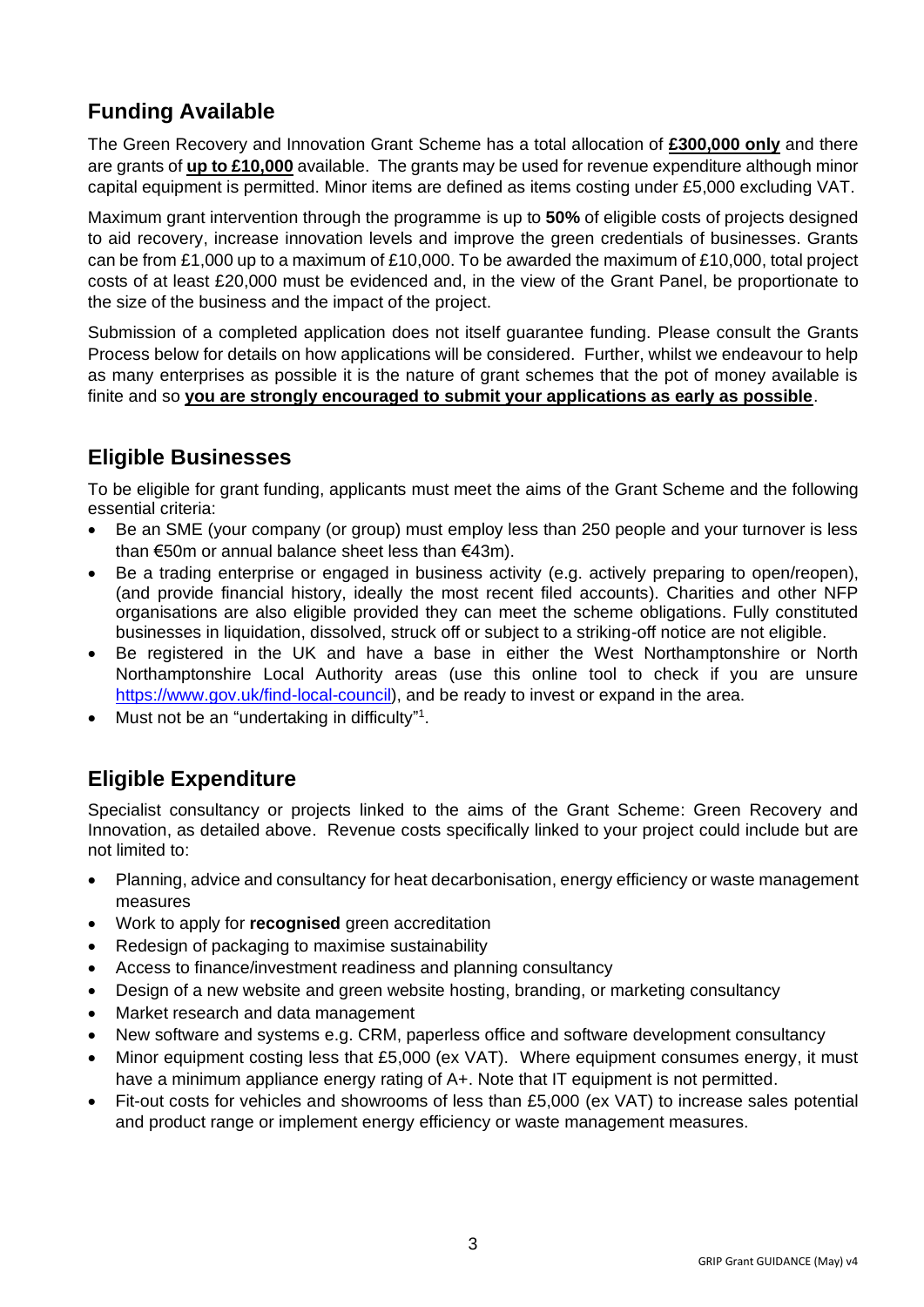## Funding Available

The Green Recovery and Innovation Grant Scheme has a total allocation of **£300,000 only** and there are grants of **up to £10,000** available. The grants may be used for revenue expenditure although minor capital equipment is permitted. Minor items are defined as items costing under £5,000 excluding VAT.

Maximum grant intervention through the programme is up to **50%** of eligible costs of projects designed to aid recovery, increase innovation levels and improve the green credentials of businesses. Grants can be from £1,000 up to a maximum of £10,000. To be awarded the maximum of £10,000, total project costs of at least £20,000 must be evidenced and, in the view of the Grant Panel, be proportionate to the size of the business and the impact of the project.

Submission of a completed application does not itself guarantee funding. Please consult the Grants Process below for details on how applications will be considered. Further, whilst we endeavour to help as many enterprises as possible it is the nature of grant schemes that the pot of money available is finite and so **you are strongly encouraged to submit your applications as early as possible**.

## Eligible Businesses

To be eligible for grant funding, applicants must meet the aims of the Grant Scheme and the following essential criteria:

- Be an SME (your company (or group) must employ less than 250 people and your turnover is less than €50m or annual balance sheet less than €43m).
- Be a trading enterprise or engaged in business activity (e.g. actively preparing to open/reopen), (and provide financial history, ideally the most recent filed accounts). Charities and other NFP organisations are also eligible provided they can meet the scheme obligations. Fully constituted businesses in liquidation, dissolved, struck off or subject to a striking-off notice are not eligible.
- Be registered in the UK and have a base in either the West Northamptonshire or North Northamptonshire Local Authority areas (use this online tool to check if you are unsure https://www.gov.uk/find-local-council), and be ready to invest or expand in the area.
- Must not be an "undertaking in difficulty"[1].

## Eligible Expenditure

Specialist consultancy or projects linked to the aims of the Grant Scheme: Green Recovery and Innovation, as detailed above. Revenue costs specifically linked to your project could include but are not limited to:

- Planning, advice and consultancy for heat decarbonisation, energy efficiency or waste management measures
- Work to apply for **recognised** green accreditation
- Redesign of packaging to maximise sustainability
- Access to finance/investment readiness and planning consultancy
- Design of a new website and green website hosting, branding, or marketing consultancy
- Market research and data management
- New software and systems e.g. CRM, paperless office and software development consultancy
- Minor equipment costing less that £5,000 (ex VAT). Where equipment consumes energy, it must have a minimum appliance energy rating of A+. Note that IT equipment is not permitted.
- Fit-out costs for vehicles and showrooms of less than £5,000 (ex VAT) to increase sales potential and product range or implement energy efficiency or waste management measures.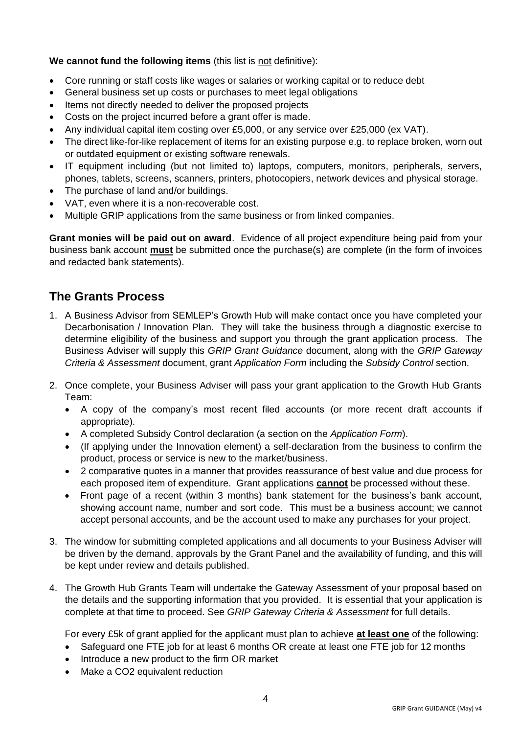**We cannot fund the following items** (this list is not definitive):

- Core running or staff costs like wages or salaries or working capital or to reduce debt
- General business set up costs or purchases to meet legal obligations
- Items not directly needed to deliver the proposed projects
- Costs on the project incurred before a grant offer is made.
- Any individual capital item costing over £5,000, or any service over £25,000 (ex VAT).
- The direct like-for-like replacement of items for an existing purpose e.g. to replace broken, worn out or outdated equipment or existing software renewals.
- IT equipment including (but not limited to) laptops, computers, monitors, peripherals, servers, phones, tablets, screens, scanners, printers, photocopiers, network devices and physical storage.
- The purchase of land and/or buildings.
- VAT, even where it is a non-recoverable cost.
- Multiple GRIP applications from the same business or from linked companies.

**Grant monies will be paid out on award**. Evidence of all project expenditure being paid from your business bank account **must** be submitted once the purchase(s) are complete (in the form of invoices and redacted bank statements).

## The Grants Process

1. A Business Advisor from SEMLEP's Growth Hub will make contact once you have completed your Decarbonisation / Innovation Plan. They will take the business through a diagnostic exercise to determine eligibility of the business and support you through the grant application process. The Business Adviser will supply this *GRIP Grant Guidance* document, along with the *GRIP Gateway Criteria & Assessment* document, grant *Application Form* including the *Subsidy Control* section.

2. Once complete, your Business Adviser will pass your grant application to the Growth Hub Grants Team:
   - A copy of the company's most recent filed accounts (or more recent draft accounts if appropriate).
   - A completed Subsidy Control declaration (a section on the *Application Form*).
   - (If applying under the Innovation element) a self-declaration from the business to confirm the product, process or service is new to the market/business.
   - 2 comparative quotes in a manner that provides reassurance of best value and due process for each proposed item of expenditure. Grant applications **cannot** be processed without these.
   - Front page of a recent (within 3 months) bank statement for the business's bank account, showing account name, number and sort code. This must be a business account; we cannot accept personal accounts, and be the account used to make any purchases for your project.

3. The window for submitting completed applications and all documents to your Business Adviser will be driven by the demand, approvals by the Grant Panel and the availability of funding, and this will be kept under review and details published.

4. The Growth Hub Grants Team will undertake the Gateway Assessment of your proposal based on the details and the supporting information that you provided. It is essential that your application is complete at that time to proceed. See *GRIP Gateway Criteria & Assessment* for full details.

   For every £5k of grant applied for the applicant must plan to achieve **at least one** of the following:
   - Safeguard one FTE job for at least 6 months OR create at least one FTE job for 12 months
   - Introduce a new product to the firm OR market
   - Make a $CO_2$ equivalent reduction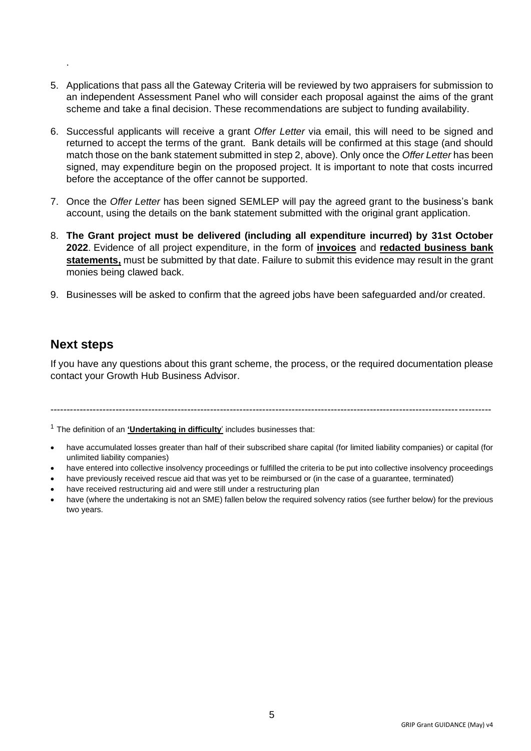.

5. Applications that pass all the Gateway Criteria will be reviewed by two appraisers for submission to an independent Assessment Panel who will consider each proposal against the aims of the grant scheme and take a final decision. These recommendations are subject to funding availability.

6. Successful applicants will receive a grant *Offer Letter* via email, this will need to be signed and returned to accept the terms of the grant. Bank details will be confirmed at this stage (and should match those on the bank statement submitted in step 2, above). Only once the *Offer Letter* has been signed, may expenditure begin on the proposed project. It is important to note that costs incurred before the acceptance of the offer cannot be supported.

7. Once the *Offer Letter* has been signed SEMLEP will pay the agreed grant to the business's bank account, using the details on the bank statement submitted with the original grant application.

8. **The Grant project must be delivered (including all expenditure incurred) by 31st October 2022**. Evidence of all project expenditure, in the form of **invoices** and **redacted business bank statements,** must be submitted by that date. Failure to submit this evidence may result in the grant monies being clawed back.

9. Businesses will be asked to confirm that the agreed jobs have been safeguarded and/or created.

## Next steps

If you have any questions about this grant scheme, the process, or the required documentation please contact your Growth Hub Business Advisor.

---

[1] The definition of an **'Undertaking in difficulty'** includes businesses that:

- have accumulated losses greater than half of their subscribed share capital (for limited liability companies) or capital (for unlimited liability companies)
- have entered into collective insolvency proceedings or fulfilled the criteria to be put into collective insolvency proceedings
- have previously received rescue aid that was yet to be reimbursed or (in the case of a guarantee, terminated)
- have received restructuring aid and were still under a restructuring plan
- have (where the undertaking is not an SME) fallen below the required solvency ratios (see further below) for the previous two years.